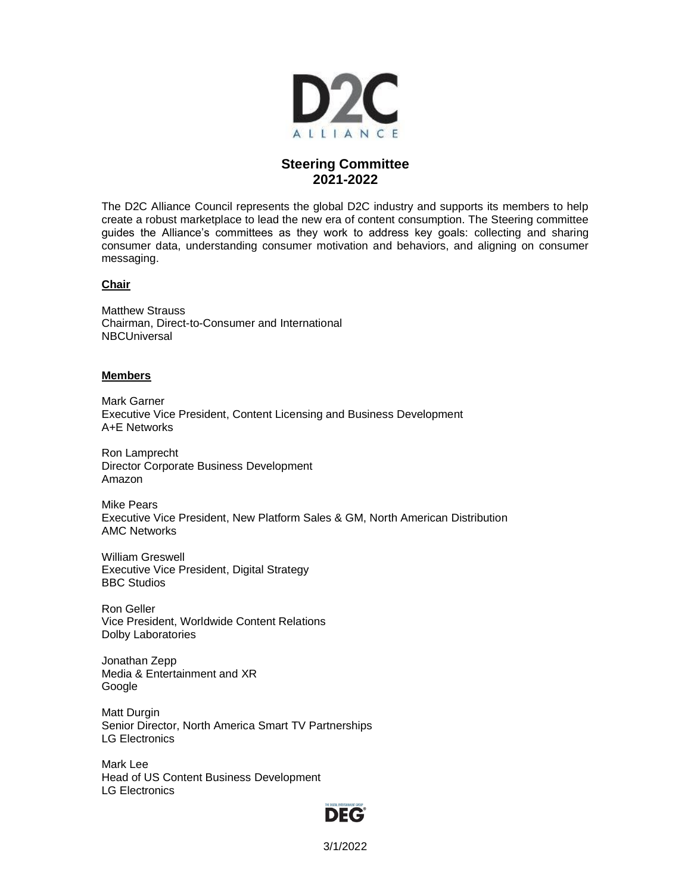D2C
ALLIANCE

## Steering Committee
## 2021-2022

The D2C Alliance Council represents the global D2C industry and supports its members to help create a robust marketplace to lead the new era of content consumption. The Steering committee guides the Alliance's committees as they work to address key goals: collecting and sharing consumer data, understanding consumer motivation and behaviors, and aligning on consumer messaging.

### Chair

Matthew Strauss
Chairman, Direct-to-Consumer and International
NBCUniversal

### Members

Mark Garner
Executive Vice President, Content Licensing and Business Development
A+E Networks

Ron Lamprecht
Director Corporate Business Development
Amazon

Mike Pears
Executive Vice President, New Platform Sales & GM, North American Distribution
AMC Networks

William Greswell
Executive Vice President, Digital Strategy
BBC Studios

Ron Geller
Vice President, Worldwide Content Relations
Dolby Laboratories

Jonathan Zepp
Media & Entertainment and XR
Google

Matt Durgin
Senior Director, North America Smart TV Partnerships
LG Electronics

Mark Lee
Head of US Content Business Development
LG Electronics

3/1/2022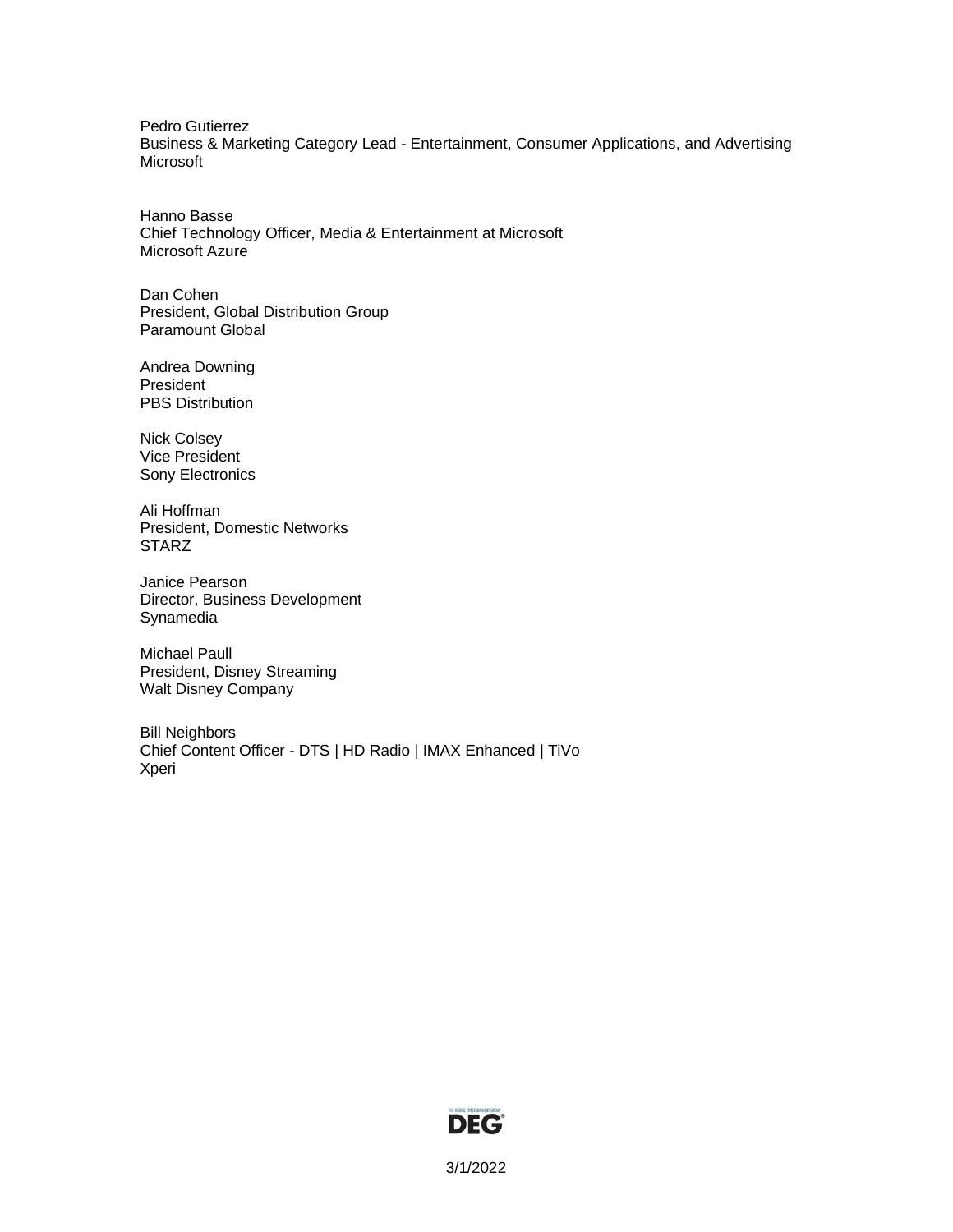Pedro Gutierrez
Business & Marketing Category Lead - Entertainment, Consumer Applications, and Advertising
Microsoft

Hanno Basse
Chief Technology Officer, Media & Entertainment at Microsoft
Microsoft Azure

Dan Cohen
President, Global Distribution Group
Paramount Global

Andrea Downing
President
PBS Distribution

Nick Colsey
Vice President
Sony Electronics

Ali Hoffman
President, Domestic Networks
STARZ

Janice Pearson
Director, Business Development
Synamedia

Michael Paull
President, Disney Streaming
Walt Disney Company

Bill Neighbors
Chief Content Officer - DTS | HD Radio | IMAX Enhanced | TiVo
Xperi

DEG

3/1/2022